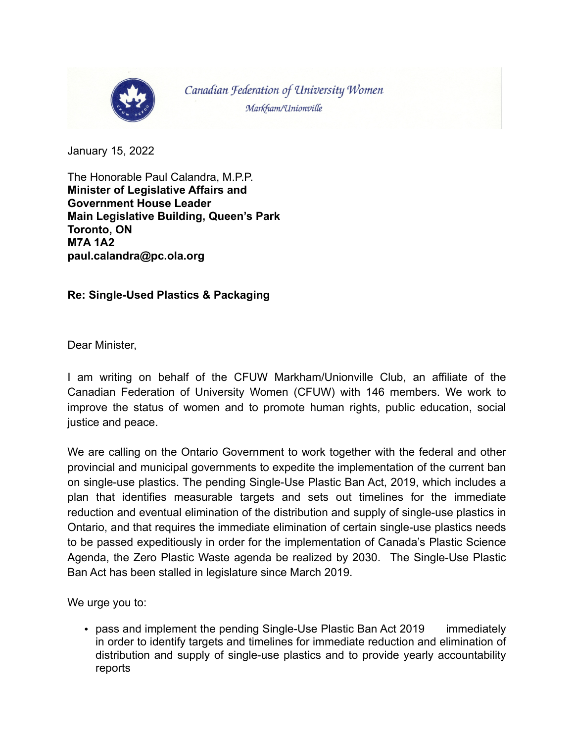Canadian Federation of University Women

Markham/Unionville

January 15, 2022

The Honorable Paul Calandra, M.P.P.
**Minister of Legislative Affairs and**
**Government House Leader**
**Main Legislative Building, Queen's Park**
**Toronto, ON**
**M7A 1A2**
**paul.calandra@pc.ola.org**

**Re: Single-Used Plastics & Packaging**

Dear Minister,

I am writing on behalf of the CFUW Markham/Unionville Club, an affiliate of the Canadian Federation of University Women (CFUW) with 146 members. We work to improve the status of women and to promote human rights, public education, social justice and peace.

We are calling on the Ontario Government to work together with the federal and other provincial and municipal governments to expedite the implementation of the current ban on single-use plastics. The pending Single-Use Plastic Ban Act, 2019, which includes a plan that identifies measurable targets and sets out timelines for the immediate reduction and eventual elimination of the distribution and supply of single-use plastics in Ontario, and that requires the immediate elimination of certain single-use plastics needs to be passed expeditiously in order for the implementation of Canada's Plastic Science Agenda, the Zero Plastic Waste agenda be realized by 2030. The Single-Use Plastic Ban Act has been stalled in legislature since March 2019.

We urge you to:

- pass and implement the pending Single-Use Plastic Ban Act 2019 immediately in order to identify targets and timelines for immediate reduction and elimination of distribution and supply of single-use plastics and to provide yearly accountability reports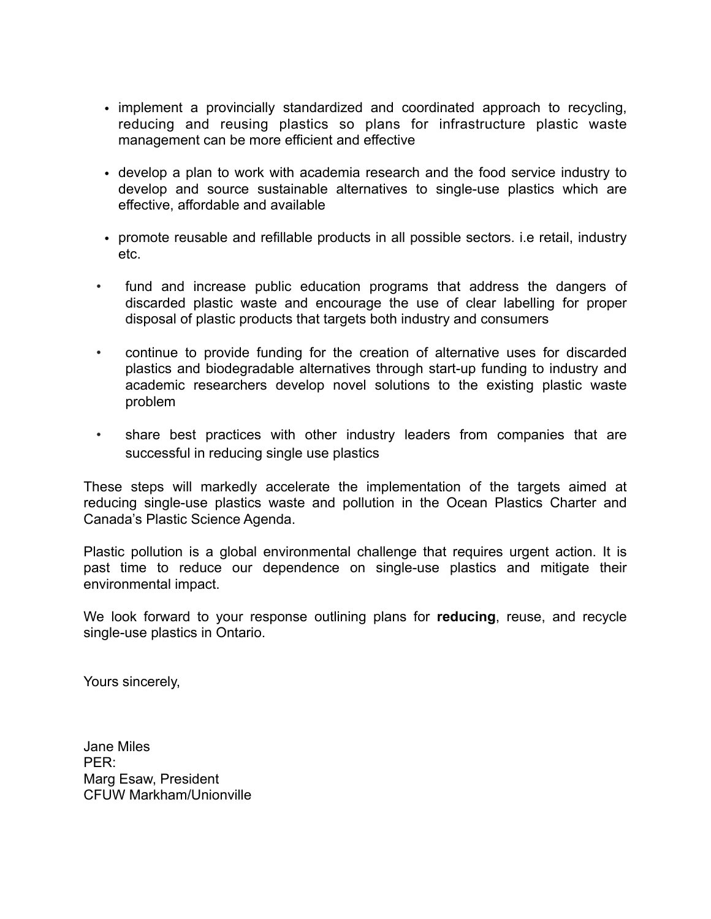- implement a provincially standardized and coordinated approach to recycling, reducing and reusing plastics so plans for infrastructure plastic waste management can be more efficient and effective
- develop a plan to work with academia research and the food service industry to develop and source sustainable alternatives to single-use plastics which are effective, affordable and available
- promote reusable and refillable products in all possible sectors. i.e retail, industry etc.
- fund and increase public education programs that address the dangers of discarded plastic waste and encourage the use of clear labelling for proper disposal of plastic products that targets both industry and consumers
- continue to provide funding for the creation of alternative uses for discarded plastics and biodegradable alternatives through start-up funding to industry and academic researchers develop novel solutions to the existing plastic waste problem
- share best practices with other industry leaders from companies that are successful in reducing single use plastics

These steps will markedly accelerate the implementation of the targets aimed at reducing single-use plastics waste and pollution in the Ocean Plastics Charter and Canada's Plastic Science Agenda.

Plastic pollution is a global environmental challenge that requires urgent action. It is past time to reduce our dependence on single-use plastics and mitigate their environmental impact.

We look forward to your response outlining plans for **reducing**, reuse, and recycle single-use plastics in Ontario.

Yours sincerely,

Jane Miles
PER:
Marg Esaw, President
CFUW Markham/Unionville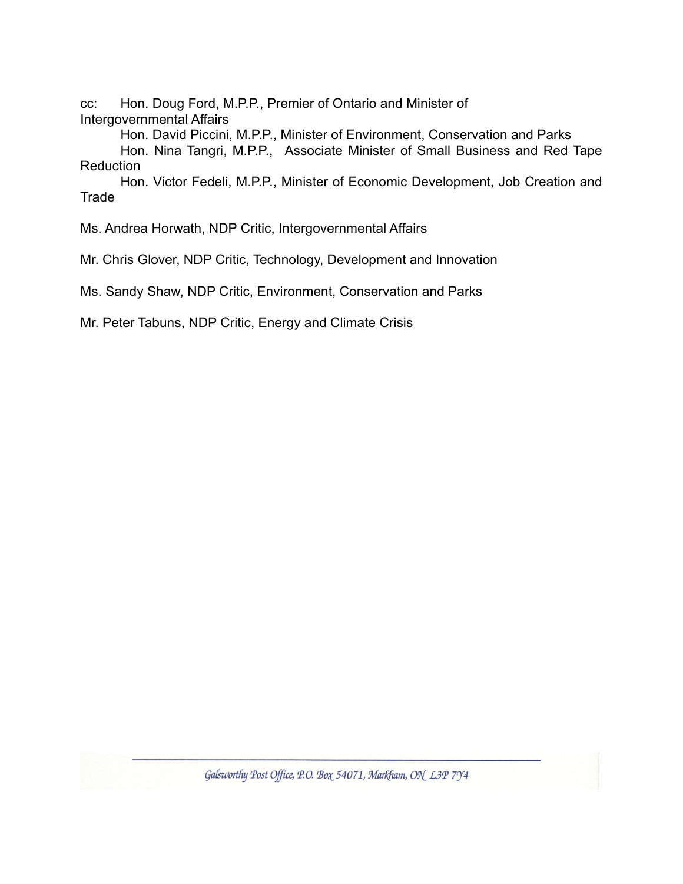cc: Hon. Doug Ford, M.P.P., Premier of Ontario and Minister of Intergovernmental Affairs

Hon. David Piccini, M.P.P., Minister of Environment, Conservation and Parks

Hon. Nina Tangri, M.P.P., Associate Minister of Small Business and Red Tape Reduction

Hon. Victor Fedeli, M.P.P., Minister of Economic Development, Job Creation and Trade

Ms. Andrea Horwath, NDP Critic, Intergovernmental Affairs

Mr. Chris Glover, NDP Critic, Technology, Development and Innovation

Ms. Sandy Shaw, NDP Critic, Environment, Conservation and Parks

Mr. Peter Tabuns, NDP Critic, Energy and Climate Crisis